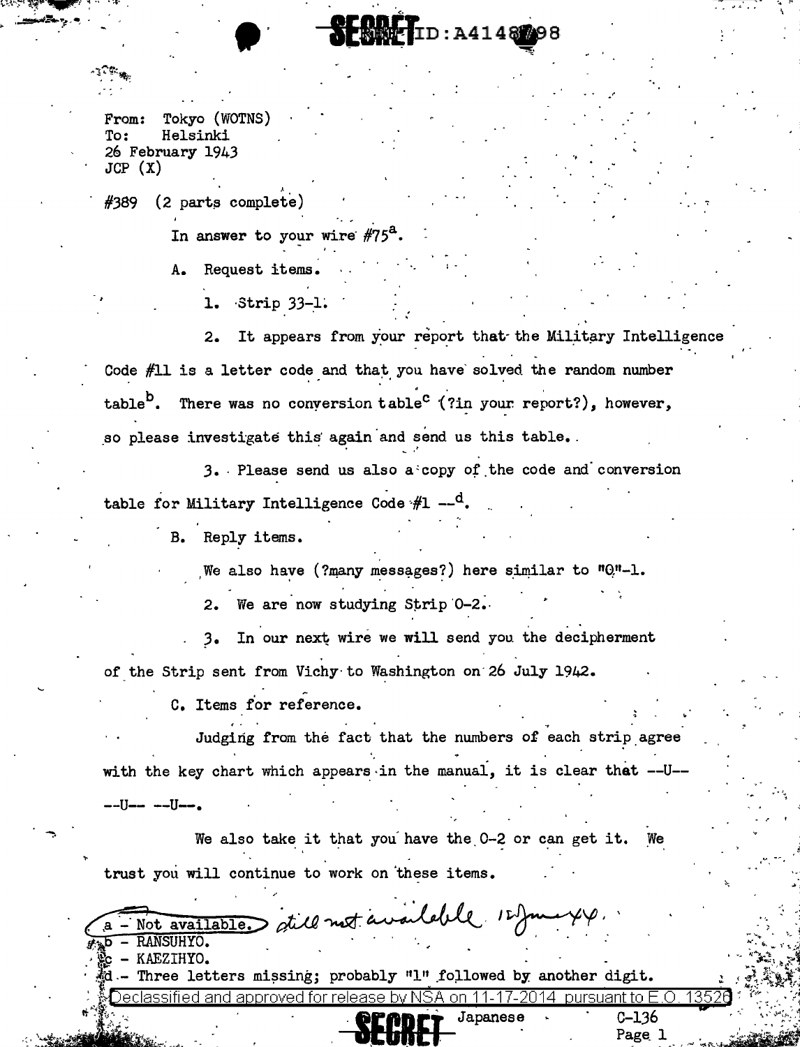From: Tokyo (WOTNS)
To: Helsinki
26 February 1943
JCP (X)

#389 (2 parts complete)

In answer to your wire #75[a].

A. Request items.

1. Strip 33-1.

2. It appears from your report that the Military Intelligence Code #11 is a letter code and that you have solved the random number table[b]. There was no conversion table[c] (?in your report?), however, so please investigate this again and send us this table.

3. Please send us also a copy of the code and conversion table for Military Intelligence Code #1 --[d].

B. Reply items.

We also have (?many messages?) here similar to "Q"-1.

2. We are now studying Strip 0-2.

3. In our next wire we will send you the decipherment of the Strip sent from Vichy to Washington on 26 July 1942.

C. Items for reference.

Judging from the fact that the numbers of each strip agree with the key chart which appears in the manual, it is clear that --U-- --U-- --U--.

We also take it that you have the 0-2 or can get it. We trust you will continue to work on these items.

a - Not available. still not available 12 June 44.
b - RANSUHYO.
c - KAEZIHYO.
d - Three letters missing; probably "1" followed by another digit.

Japanese C-136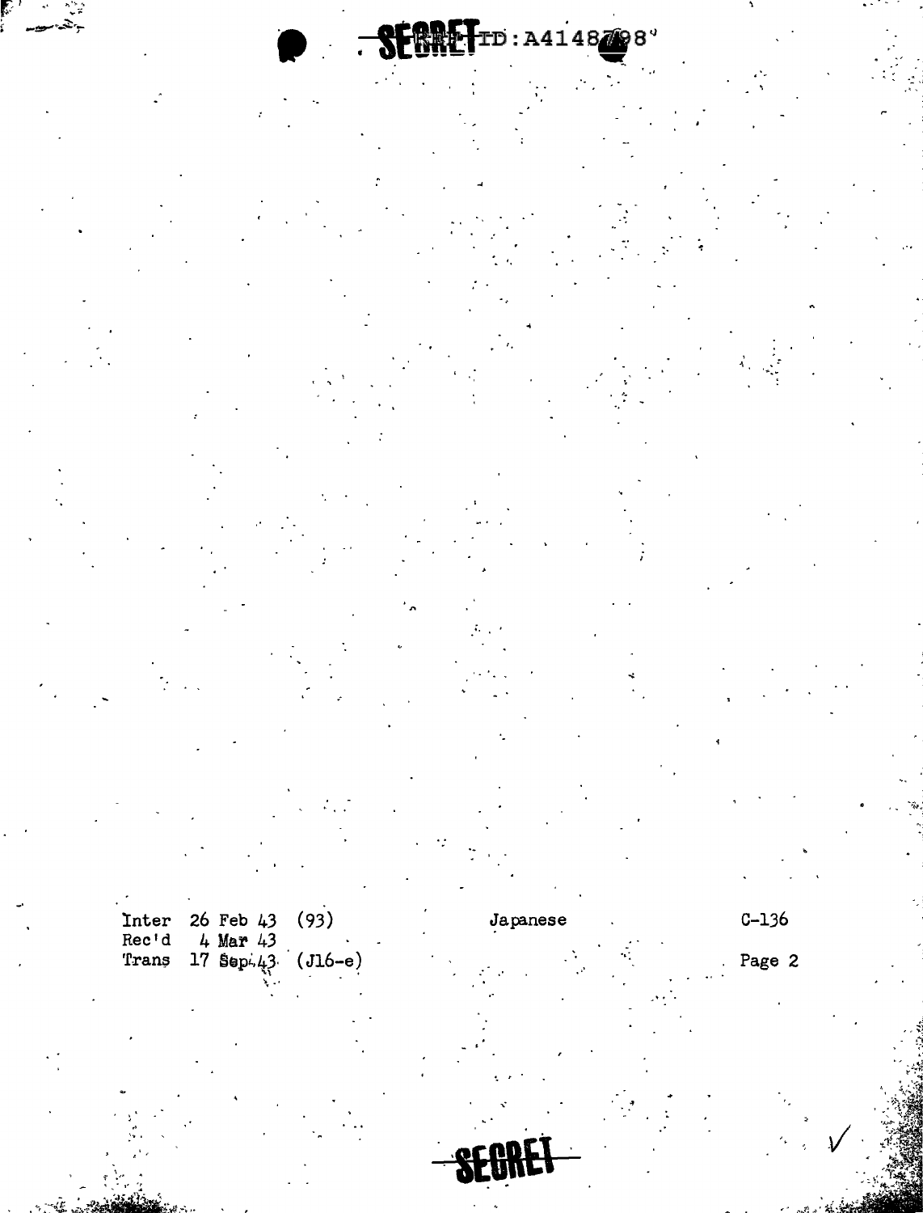Inter 26 Feb 43 (93) Japanese C-136
Rec'd 4 Mar 43
Trans 17 Sep 43 (J16-e) Page 2